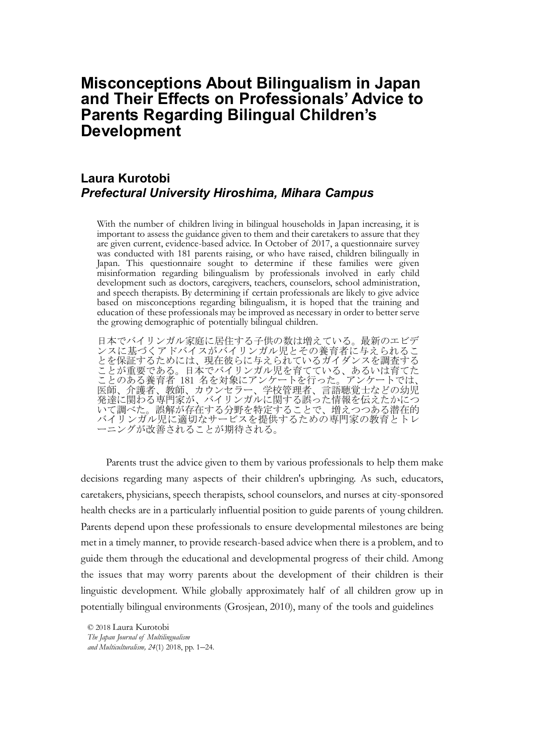# Misconceptions About Bilingualism in Japan and Their Effects on Professionals' Advice to Parents Regarding Bilingual Children's Development

## Laura Kurotobi
### *Prefectural University Hiroshima, Mihara Campus*

With the number of children living in bilingual households in Japan increasing, it is important to assess the guidance given to them and their caretakers to assure that they are given current, evidence-based advice. In October of 2017, a questionnaire survey was conducted with 181 parents raising, or who have raised, children bilingually in Japan. This questionnaire sought to determine if these families were given misinformation regarding bilingualism by professionals involved in early child development such as doctors, caregivers, teachers, counselors, school administration, and speech therapists. By determining if certain professionals are likely to give advice based on misconceptions regarding bilingualism, it is hoped that the training and education of these professionals may be improved as necessary in order to better serve the growing demographic of potentially bilingual children.

日本でバイリンガル家庭に居住する子供の数は増えている。最新のエビデンスに基づくアドバイスがバイリンガル児とその養育者に与えられることを保証するためには、現在彼らに与えられているガイダンスを調査することが重要である。日本でバイリンガル児を育てている、あるいは育てたことのある養育者 181 名を対象にアンケートを行った。アンケートでは、医師、介護者、教師、カウンセラー、学校管理者、言語聴覚士などの幼児発達に関わる専門家が、バイリンガルに関する誤った情報を伝えたかについて調べた。誤解が存在する分野を特定することで、増えつつある潜在的バイリンガル児に適切なサービスを提供するための専門家の教育とトレーニングが改善されることが期待される。

Parents trust the advice given to them by various professionals to help them make decisions regarding many aspects of their children's upbringing. As such, educators, caretakers, physicians, speech therapists, school counselors, and nurses at city-sponsored health checks are in a particularly influential position to guide parents of young children. Parents depend upon these professionals to ensure developmental milestones are being met in a timely manner, to provide research-based advice when there is a problem, and to guide them through the educational and developmental progress of their child. Among the issues that may worry parents about the development of their children is their linguistic development. While globally approximately half of all children grow up in potentially bilingual environments (Grosjean, 2010), many of the tools and guidelines

© 2018 Laura Kurotobi
*The Japan Journal of Multilingualism and Multiculturalism, 24*(1) 2018, pp. 1–24.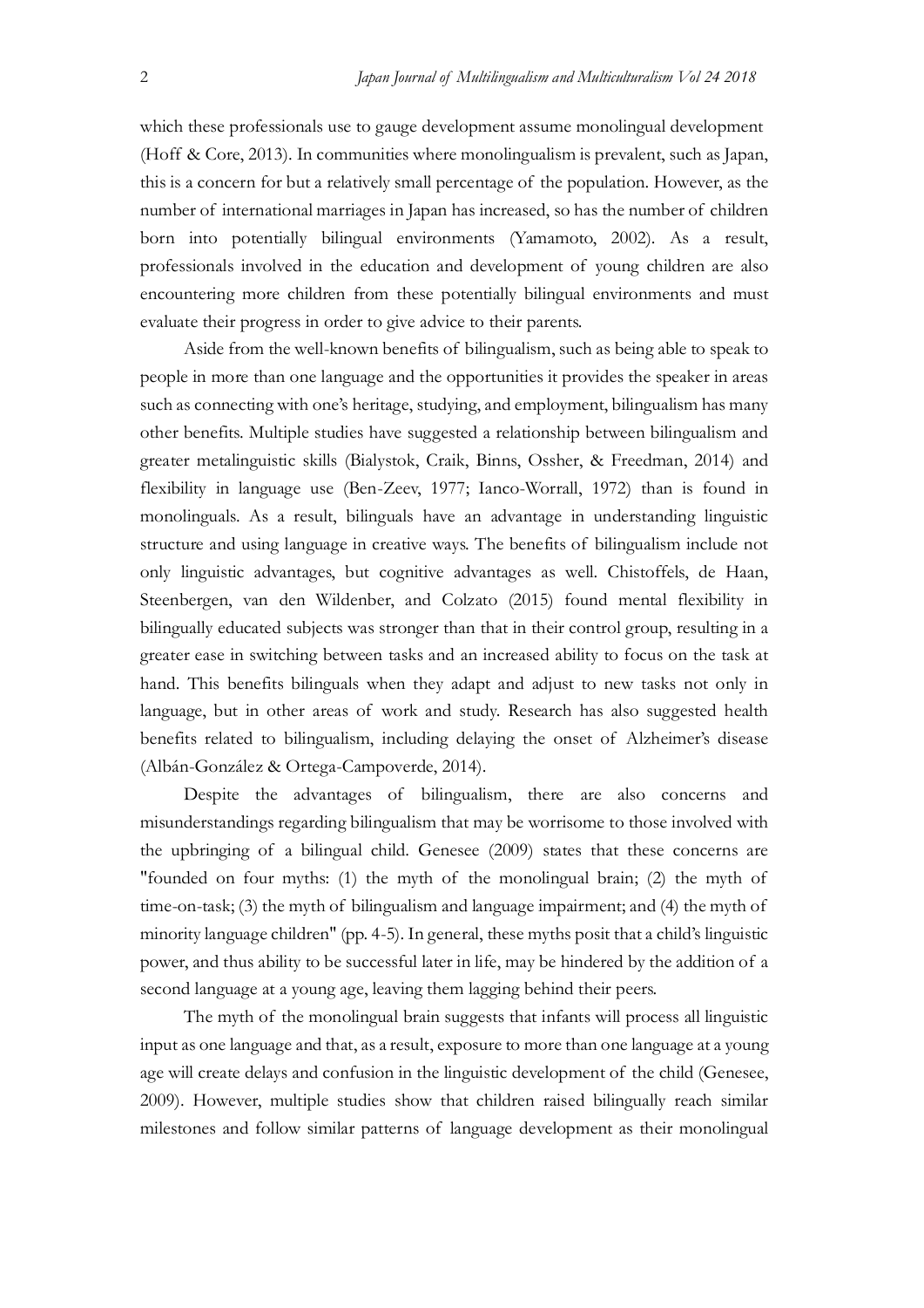which these professionals use to gauge development assume monolingual development (Hoff & Core, 2013). In communities where monolingualism is prevalent, such as Japan, this is a concern for but a relatively small percentage of the population. However, as the number of international marriages in Japan has increased, so has the number of children born into potentially bilingual environments (Yamamoto, 2002). As a result, professionals involved in the education and development of young children are also encountering more children from these potentially bilingual environments and must evaluate their progress in order to give advice to their parents.

Aside from the well-known benefits of bilingualism, such as being able to speak to people in more than one language and the opportunities it provides the speaker in areas such as connecting with one's heritage, studying, and employment, bilingualism has many other benefits. Multiple studies have suggested a relationship between bilingualism and greater metalinguistic skills (Bialystok, Craik, Binns, Ossher, & Freedman, 2014) and flexibility in language use (Ben-Zeev, 1977; Ianco-Worrall, 1972) than is found in monolinguals. As a result, bilinguals have an advantage in understanding linguistic structure and using language in creative ways. The benefits of bilingualism include not only linguistic advantages, but cognitive advantages as well. Chistoffels, de Haan, Steenbergen, van den Wildenber, and Colzato (2015) found mental flexibility in bilingually educated subjects was stronger than that in their control group, resulting in a greater ease in switching between tasks and an increased ability to focus on the task at hand. This benefits bilinguals when they adapt and adjust to new tasks not only in language, but in other areas of work and study. Research has also suggested health benefits related to bilingualism, including delaying the onset of Alzheimer's disease (Albán-González & Ortega-Campoverde, 2014).

Despite the advantages of bilingualism, there are also concerns and misunderstandings regarding bilingualism that may be worrisome to those involved with the upbringing of a bilingual child. Genesee (2009) states that these concerns are "founded on four myths: (1) the myth of the monolingual brain; (2) the myth of time-on-task; (3) the myth of bilingualism and language impairment; and (4) the myth of minority language children" (pp. 4-5). In general, these myths posit that a child's linguistic power, and thus ability to be successful later in life, may be hindered by the addition of a second language at a young age, leaving them lagging behind their peers.

The myth of the monolingual brain suggests that infants will process all linguistic input as one language and that, as a result, exposure to more than one language at a young age will create delays and confusion in the linguistic development of the child (Genesee, 2009). However, multiple studies show that children raised bilingually reach similar milestones and follow similar patterns of language development as their monolingual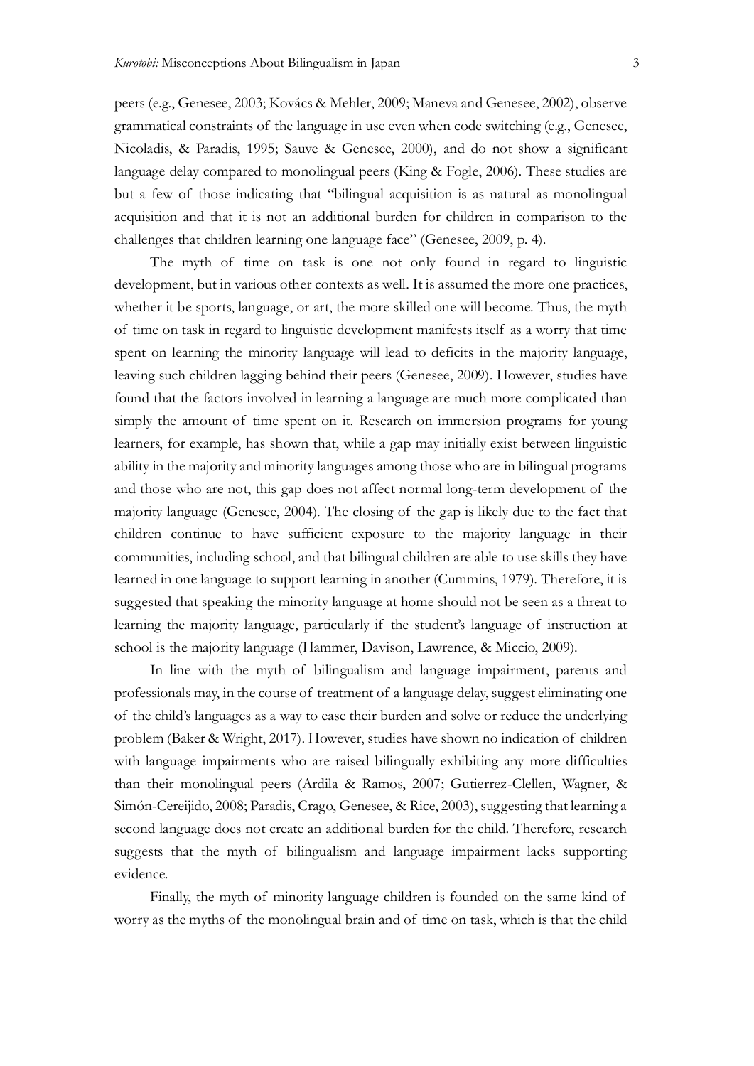peers (e.g., Genesee, 2003; Kovács & Mehler, 2009; Maneva and Genesee, 2002), observe grammatical constraints of the language in use even when code switching (e.g., Genesee, Nicoladis, & Paradis, 1995; Sauve & Genesee, 2000), and do not show a significant language delay compared to monolingual peers (King & Fogle, 2006). These studies are but a few of those indicating that "bilingual acquisition is as natural as monolingual acquisition and that it is not an additional burden for children in comparison to the challenges that children learning one language face" (Genesee, 2009, p. 4).

The myth of time on task is one not only found in regard to linguistic development, but in various other contexts as well. It is assumed the more one practices, whether it be sports, language, or art, the more skilled one will become. Thus, the myth of time on task in regard to linguistic development manifests itself as a worry that time spent on learning the minority language will lead to deficits in the majority language, leaving such children lagging behind their peers (Genesee, 2009). However, studies have found that the factors involved in learning a language are much more complicated than simply the amount of time spent on it. Research on immersion programs for young learners, for example, has shown that, while a gap may initially exist between linguistic ability in the majority and minority languages among those who are in bilingual programs and those who are not, this gap does not affect normal long-term development of the majority language (Genesee, 2004). The closing of the gap is likely due to the fact that children continue to have sufficient exposure to the majority language in their communities, including school, and that bilingual children are able to use skills they have learned in one language to support learning in another (Cummins, 1979). Therefore, it is suggested that speaking the minority language at home should not be seen as a threat to learning the majority language, particularly if the student's language of instruction at school is the majority language (Hammer, Davison, Lawrence, & Miccio, 2009).

In line with the myth of bilingualism and language impairment, parents and professionals may, in the course of treatment of a language delay, suggest eliminating one of the child's languages as a way to ease their burden and solve or reduce the underlying problem (Baker & Wright, 2017). However, studies have shown no indication of children with language impairments who are raised bilingually exhibiting any more difficulties than their monolingual peers (Ardila & Ramos, 2007; Gutierrez-Clellen, Wagner, & Simón-Cereijido, 2008; Paradis, Crago, Genesee, & Rice, 2003), suggesting that learning a second language does not create an additional burden for the child. Therefore, research suggests that the myth of bilingualism and language impairment lacks supporting evidence.

Finally, the myth of minority language children is founded on the same kind of worry as the myths of the monolingual brain and of time on task, which is that the child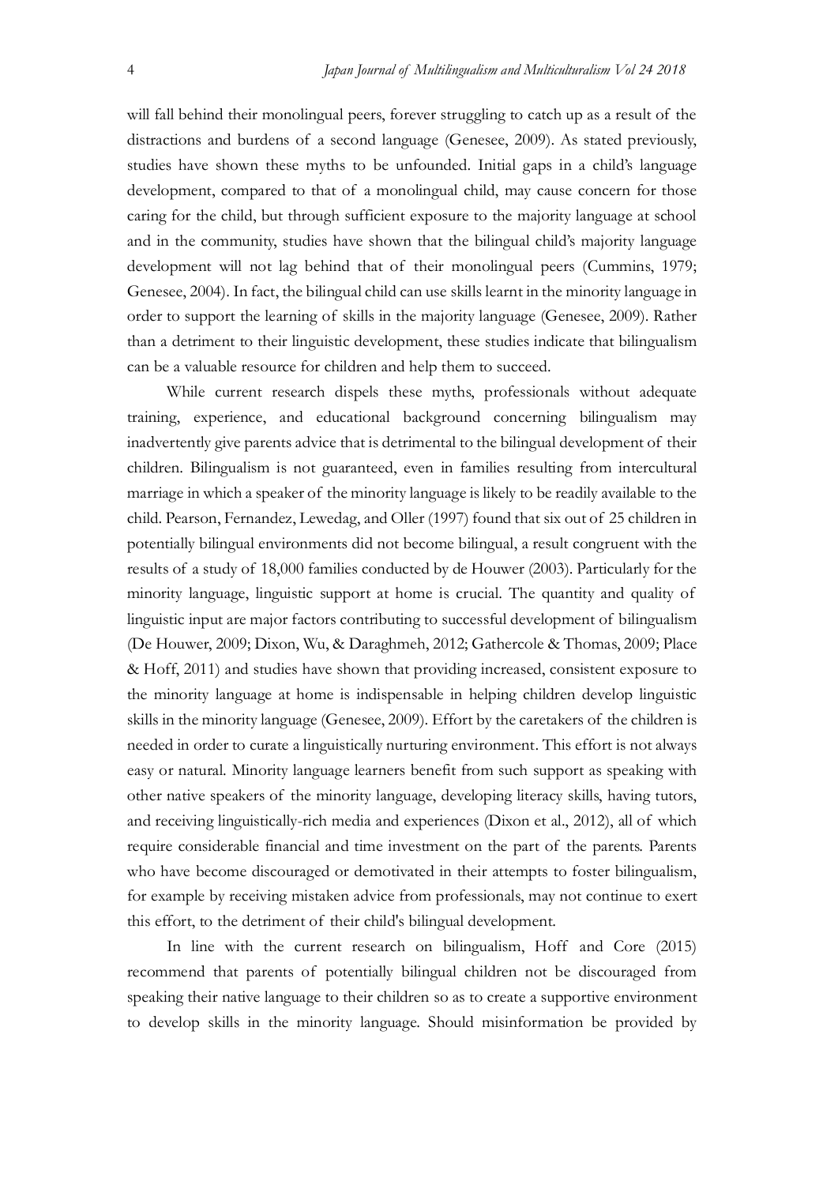will fall behind their monolingual peers, forever struggling to catch up as a result of the distractions and burdens of a second language (Genesee, 2009). As stated previously, studies have shown these myths to be unfounded. Initial gaps in a child's language development, compared to that of a monolingual child, may cause concern for those caring for the child, but through sufficient exposure to the majority language at school and in the community, studies have shown that the bilingual child's majority language development will not lag behind that of their monolingual peers (Cummins, 1979; Genesee, 2004). In fact, the bilingual child can use skills learnt in the minority language in order to support the learning of skills in the majority language (Genesee, 2009). Rather than a detriment to their linguistic development, these studies indicate that bilingualism can be a valuable resource for children and help them to succeed.

While current research dispels these myths, professionals without adequate training, experience, and educational background concerning bilingualism may inadvertently give parents advice that is detrimental to the bilingual development of their children. Bilingualism is not guaranteed, even in families resulting from intercultural marriage in which a speaker of the minority language is likely to be readily available to the child. Pearson, Fernandez, Lewedag, and Oller (1997) found that six out of 25 children in potentially bilingual environments did not become bilingual, a result congruent with the results of a study of 18,000 families conducted by de Houwer (2003). Particularly for the minority language, linguistic support at home is crucial. The quantity and quality of linguistic input are major factors contributing to successful development of bilingualism (De Houwer, 2009; Dixon, Wu, & Daraghmeh, 2012; Gathercole & Thomas, 2009; Place & Hoff, 2011) and studies have shown that providing increased, consistent exposure to the minority language at home is indispensable in helping children develop linguistic skills in the minority language (Genesee, 2009). Effort by the caretakers of the children is needed in order to curate a linguistically nurturing environment. This effort is not always easy or natural. Minority language learners benefit from such support as speaking with other native speakers of the minority language, developing literacy skills, having tutors, and receiving linguistically-rich media and experiences (Dixon et al., 2012), all of which require considerable financial and time investment on the part of the parents. Parents who have become discouraged or demotivated in their attempts to foster bilingualism, for example by receiving mistaken advice from professionals, may not continue to exert this effort, to the detriment of their child's bilingual development.

In line with the current research on bilingualism, Hoff and Core (2015) recommend that parents of potentially bilingual children not be discouraged from speaking their native language to their children so as to create a supportive environment to develop skills in the minority language. Should misinformation be provided by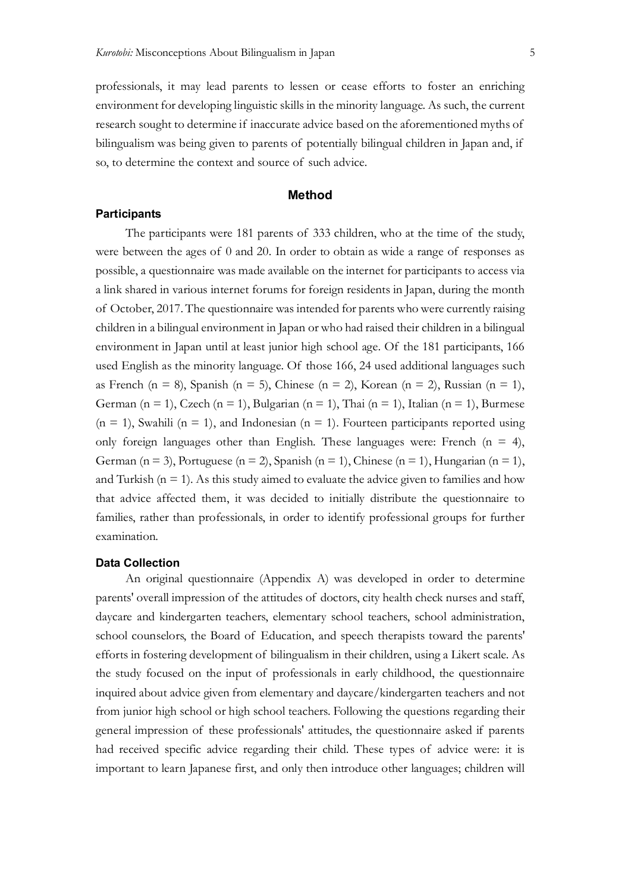professionals, it may lead parents to lessen or cease efforts to foster an enriching environment for developing linguistic skills in the minority language. As such, the current research sought to determine if inaccurate advice based on the aforementioned myths of bilingualism was being given to parents of potentially bilingual children in Japan and, if so, to determine the context and source of such advice.

## Method

### Participants

The participants were 181 parents of 333 children, who at the time of the study, were between the ages of 0 and 20. In order to obtain as wide a range of responses as possible, a questionnaire was made available on the internet for participants to access via a link shared in various internet forums for foreign residents in Japan, during the month of October, 2017. The questionnaire was intended for parents who were currently raising children in a bilingual environment in Japan or who had raised their children in a bilingual environment in Japan until at least junior high school age. Of the 181 participants, 166 used English as the minority language. Of those 166, 24 used additional languages such as French (n = 8), Spanish (n = 5), Chinese (n = 2), Korean (n = 2), Russian (n = 1), German (n = 1), Czech (n = 1), Bulgarian (n = 1), Thai (n = 1), Italian (n = 1), Burmese (n = 1), Swahili (n = 1), and Indonesian (n = 1). Fourteen participants reported using only foreign languages other than English. These languages were: French (n = 4), German (n = 3), Portuguese (n = 2), Spanish (n = 1), Chinese (n = 1), Hungarian (n = 1), and Turkish (n = 1). As this study aimed to evaluate the advice given to families and how that advice affected them, it was decided to initially distribute the questionnaire to families, rather than professionals, in order to identify professional groups for further examination.

### Data Collection

An original questionnaire (Appendix A) was developed in order to determine parents' overall impression of the attitudes of doctors, city health check nurses and staff, daycare and kindergarten teachers, elementary school teachers, school administration, school counselors, the Board of Education, and speech therapists toward the parents' efforts in fostering development of bilingualism in their children, using a Likert scale. As the study focused on the input of professionals in early childhood, the questionnaire inquired about advice given from elementary and daycare/kindergarten teachers and not from junior high school or high school teachers. Following the questions regarding their general impression of these professionals' attitudes, the questionnaire asked if parents had received specific advice regarding their child. These types of advice were: it is important to learn Japanese first, and only then introduce other languages; children will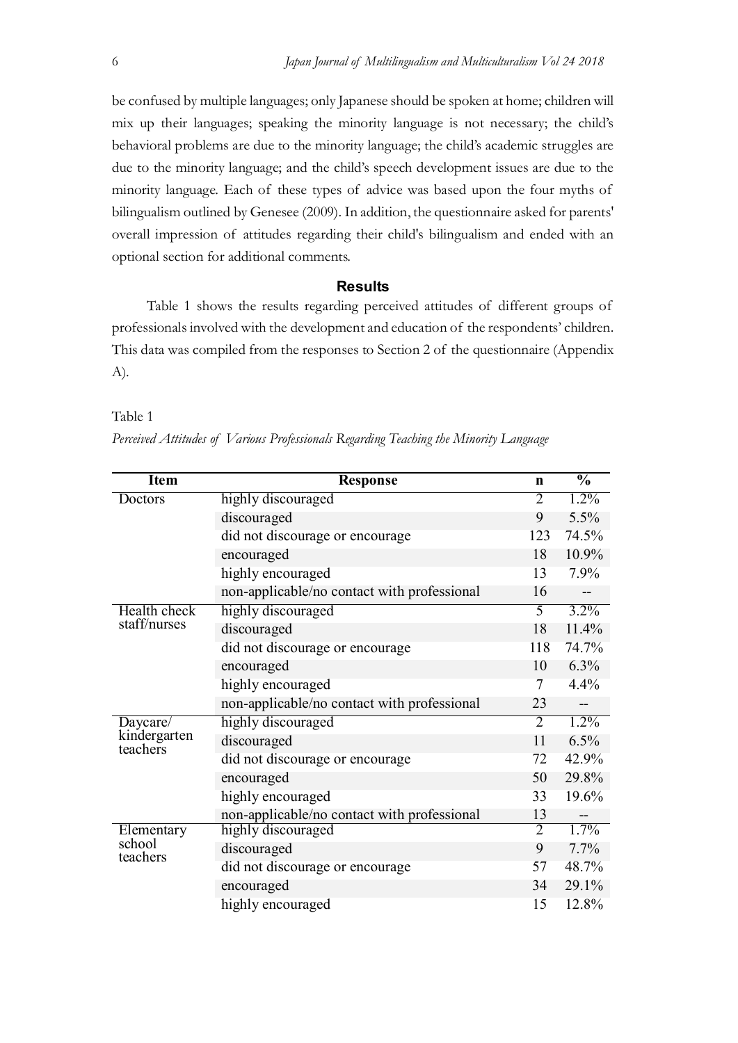be confused by multiple languages; only Japanese should be spoken at home; children will mix up their languages; speaking the minority language is not necessary; the child's behavioral problems are due to the minority language; the child's academic struggles are due to the minority language; and the child's speech development issues are due to the minority language. Each of these types of advice was based upon the four myths of bilingualism outlined by Genesee (2009). In addition, the questionnaire asked for parents' overall impression of attitudes regarding their child's bilingualism and ended with an optional section for additional comments.

## Results

Table 1 shows the results regarding perceived attitudes of different groups of professionals involved with the development and education of the respondents' children. This data was compiled from the responses to Section 2 of the questionnaire (Appendix A).

Table 1

*Perceived Attitudes of Various Professionals Regarding Teaching the Minority Language*

| Item | Response | n | % |
|---|---|---|---|
| Doctors | highly discouraged | 2 | 1.2% |
| | discouraged | 9 | 5.5% |
| | did not discourage or encourage | 123 | 74.5% |
| | encouraged | 18 | 10.9% |
| | highly encouraged | 13 | 7.9% |
| | non-applicable/no contact with professional | 16 | -- |
| Health check staff/nurses | highly discouraged | 5 | 3.2% |
| | discouraged | 18 | 11.4% |
| | did not discourage or encourage | 118 | 74.7% |
| | encouraged | 10 | 6.3% |
| | highly encouraged | 7 | 4.4% |
| | non-applicable/no contact with professional | 23 | -- |
| Daycare/ kindergarten teachers | highly discouraged | 2 | 1.2% |
| | discouraged | 11 | 6.5% |
| | did not discourage or encourage | 72 | 42.9% |
| | encouraged | 50 | 29.8% |
| | highly encouraged | 33 | 19.6% |
| | non-applicable/no contact with professional | 13 | -- |
| Elementary school teachers | highly discouraged | 2 | 1.7% |
| | discouraged | 9 | 7.7% |
| | did not discourage or encourage | 57 | 48.7% |
| | encouraged | 34 | 29.1% |
| | highly encouraged | 15 | 12.8% |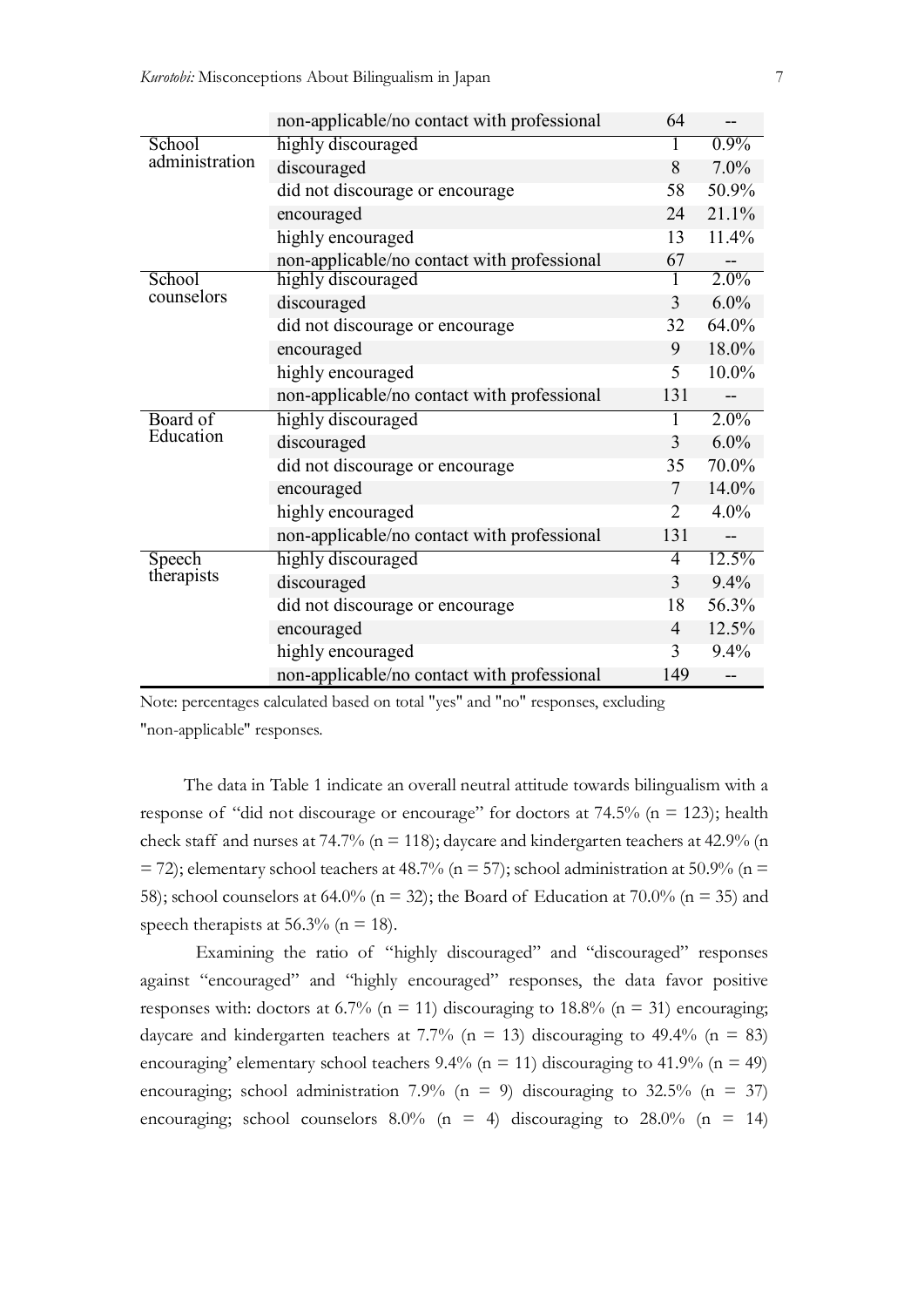| | | | |
|---|---|---|---|
| | non-applicable/no contact with professional | 64 | -- |
| School administration | highly discouraged | 1 | 0.9% |
| | discouraged | 8 | 7.0% |
| | did not discourage or encourage | 58 | 50.9% |
| | encouraged | 24 | 21.1% |
| | highly encouraged | 13 | 11.4% |
| | non-applicable/no contact with professional | 67 | -- |
| School counselors | highly discouraged | 1 | 2.0% |
| | discouraged | 3 | 6.0% |
| | did not discourage or encourage | 32 | 64.0% |
| | encouraged | 9 | 18.0% |
| | highly encouraged | 5 | 10.0% |
| | non-applicable/no contact with professional | 131 | -- |
| Board of Education | highly discouraged | 1 | 2.0% |
| | discouraged | 3 | 6.0% |
| | did not discourage or encourage | 35 | 70.0% |
| | encouraged | 7 | 14.0% |
| | highly encouraged | 2 | 4.0% |
| | non-applicable/no contact with professional | 131 | -- |
| Speech therapists | highly discouraged | 4 | 12.5% |
| | discouraged | 3 | 9.4% |
| | did not discourage or encourage | 18 | 56.3% |
| | encouraged | 4 | 12.5% |
| | highly encouraged | 3 | 9.4% |
| | non-applicable/no contact with professional | 149 | -- |

Note: percentages calculated based on total "yes" and "no" responses, excluding "non-applicable" responses.

The data in Table 1 indicate an overall neutral attitude towards bilingualism with a response of "did not discourage or encourage" for doctors at 74.5% (n = 123); health check staff and nurses at 74.7% (n = 118); daycare and kindergarten teachers at 42.9% (n = 72); elementary school teachers at 48.7% (n = 57); school administration at 50.9% (n = 58); school counselors at 64.0% (n = 32); the Board of Education at 70.0% (n = 35) and speech therapists at 56.3% (n = 18).

Examining the ratio of "highly discouraged" and "discouraged" responses against "encouraged" and "highly encouraged" responses, the data favor positive responses with: doctors at 6.7% (n = 11) discouraging to 18.8% (n = 31) encouraging; daycare and kindergarten teachers at 7.7% (n = 13) discouraging to 49.4% (n = 83) encouraging' elementary school teachers 9.4% (n = 11) discouraging to 41.9% (n = 49) encouraging; school administration 7.9% (n = 9) discouraging to 32.5% (n = 37) encouraging; school counselors 8.0% (n = 4) discouraging to 28.0% (n = 14)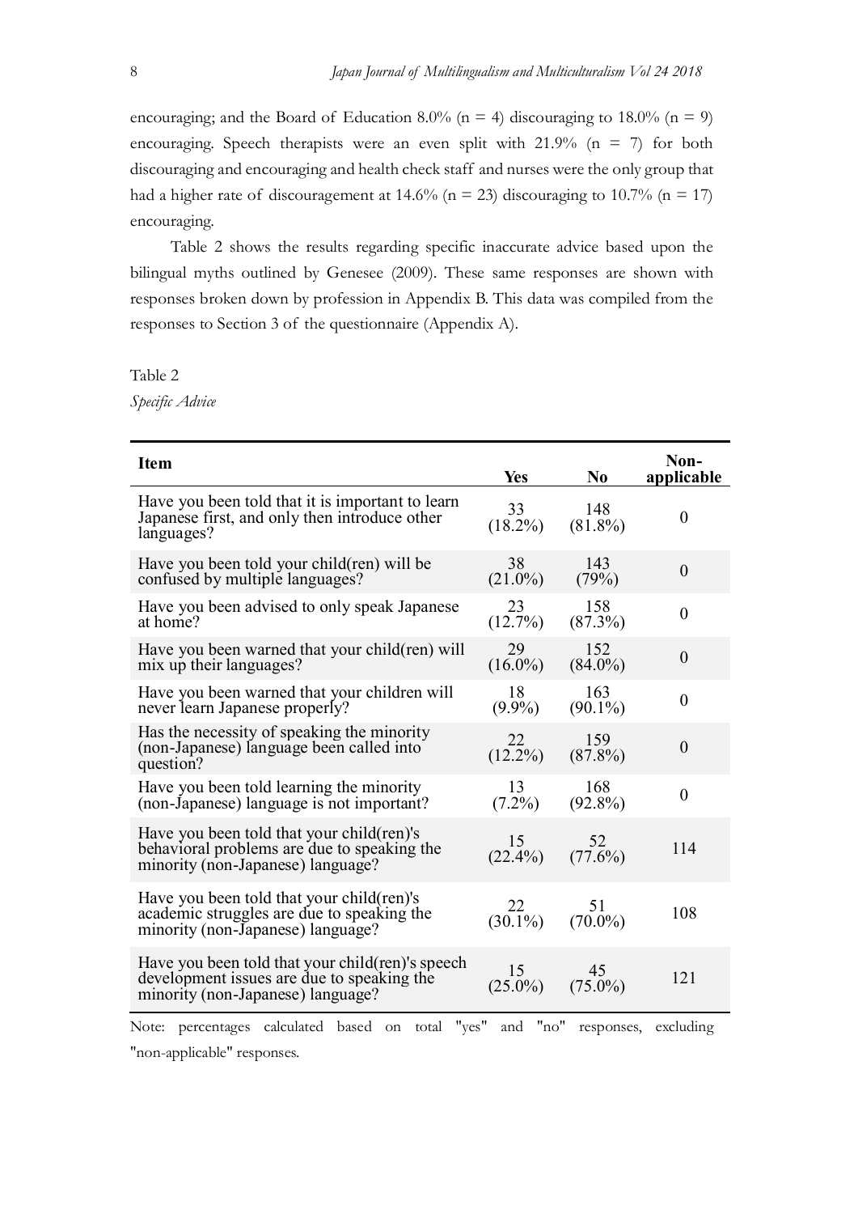encouraging; and the Board of Education 8.0% (n = 4) discouraging to 18.0% (n = 9) encouraging. Speech therapists were an even split with 21.9% (n = 7) for both discouraging and encouraging and health check staff and nurses were the only group that had a higher rate of discouragement at 14.6% (n = 23) discouraging to 10.7% (n = 17) encouraging.

Table 2 shows the results regarding specific inaccurate advice based upon the bilingual myths outlined by Genesee (2009). These same responses are shown with responses broken down by profession in Appendix B. This data was compiled from the responses to Section 3 of the questionnaire (Appendix A).

Table 2

*Specific Advice*

| Item | Yes | No | Non-applicable |
|---|---|---|---|
| Have you been told that it is important to learn Japanese first, and only then introduce other languages? | 33 (18.2%) | 148 (81.8%) | 0 |
| Have you been told your child(ren) will be confused by multiple languages? | 38 (21.0%) | 143 (79%) | 0 |
| Have you been advised to only speak Japanese at home? | 23 (12.7%) | 158 (87.3%) | 0 |
| Have you been warned that your child(ren) will mix up their languages? | 29 (16.0%) | 152 (84.0%) | 0 |
| Have you been warned that your children will never learn Japanese properly? | 18 (9.9%) | 163 (90.1%) | 0 |
| Has the necessity of speaking the minority (non-Japanese) language been called into question? | 22 (12.2%) | 159 (87.8%) | 0 |
| Have you been told learning the minority (non-Japanese) language is not important? | 13 (7.2%) | 168 (92.8%) | 0 |
| Have you been told that your child(ren)'s behavioral problems are due to speaking the minority (non-Japanese) language? | 15 (22.4%) | 52 (77.6%) | 114 |
| Have you been told that your child(ren)'s academic struggles are due to speaking the minority (non-Japanese) language? | 22 (30.1%) | 51 (70.0%) | 108 |
| Have you been told that your child(ren)'s speech development issues are due to speaking the minority (non-Japanese) language? | 15 (25.0%) | 45 (75.0%) | 121 |

Note: percentages calculated based on total "yes" and "no" responses, excluding "non-applicable" responses.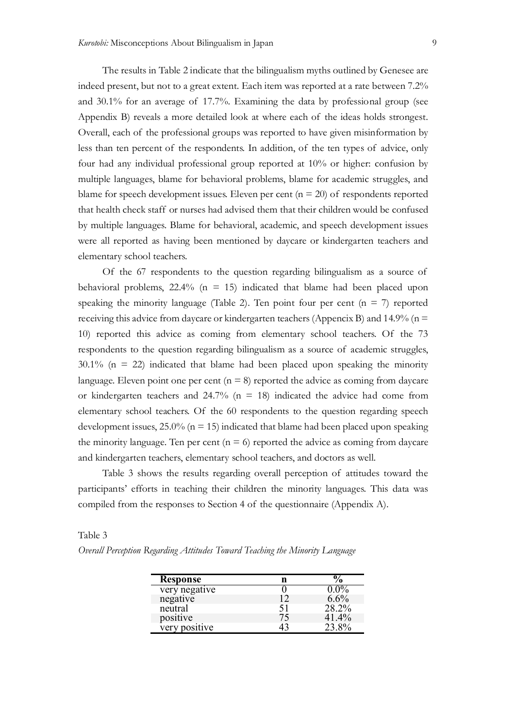The results in Table 2 indicate that the bilingualism myths outlined by Genesee are indeed present, but not to a great extent. Each item was reported at a rate between 7.2% and 30.1% for an average of 17.7%. Examining the data by professional group (see Appendix B) reveals a more detailed look at where each of the ideas holds strongest. Overall, each of the professional groups was reported to have given misinformation by less than ten percent of the respondents. In addition, of the ten types of advice, only four had any individual professional group reported at 10% or higher: confusion by multiple languages, blame for behavioral problems, blame for academic struggles, and blame for speech development issues. Eleven per cent (n = 20) of respondents reported that health check staff or nurses had advised them that their children would be confused by multiple languages. Blame for behavioral, academic, and speech development issues were all reported as having been mentioned by daycare or kindergarten teachers and elementary school teachers.

Of the 67 respondents to the question regarding bilingualism as a source of behavioral problems, 22.4% (n = 15) indicated that blame had been placed upon speaking the minority language (Table 2). Ten point four per cent (n = 7) reported receiving this advice from daycare or kindergarten teachers (Appencix B) and 14.9% (n = 10) reported this advice as coming from elementary school teachers. Of the 73 respondents to the question regarding bilingualism as a source of academic struggles, 30.1% (n = 22) indicated that blame had been placed upon speaking the minority language. Eleven point one per cent (n = 8) reported the advice as coming from daycare or kindergarten teachers and 24.7% (n = 18) indicated the advice had come from elementary school teachers. Of the 60 respondents to the question regarding speech development issues, 25.0% (n = 15) indicated that blame had been placed upon speaking the minority language. Ten per cent (n = 6) reported the advice as coming from daycare and kindergarten teachers, elementary school teachers, and doctors as well.

Table 3 shows the results regarding overall perception of attitudes toward the participants' efforts in teaching their children the minority languages. This data was compiled from the responses to Section 4 of the questionnaire (Appendix A).

Table 3

*Overall Perception Regarding Attitudes Toward Teaching the Minority Language*

| Response | n | % |
|---|---|---|
| very negative | 0 | 0.0% |
| negative | 12 | 6.6% |
| neutral | 51 | 28.2% |
| positive | 75 | 41.4% |
| very positive | 43 | 23.8% |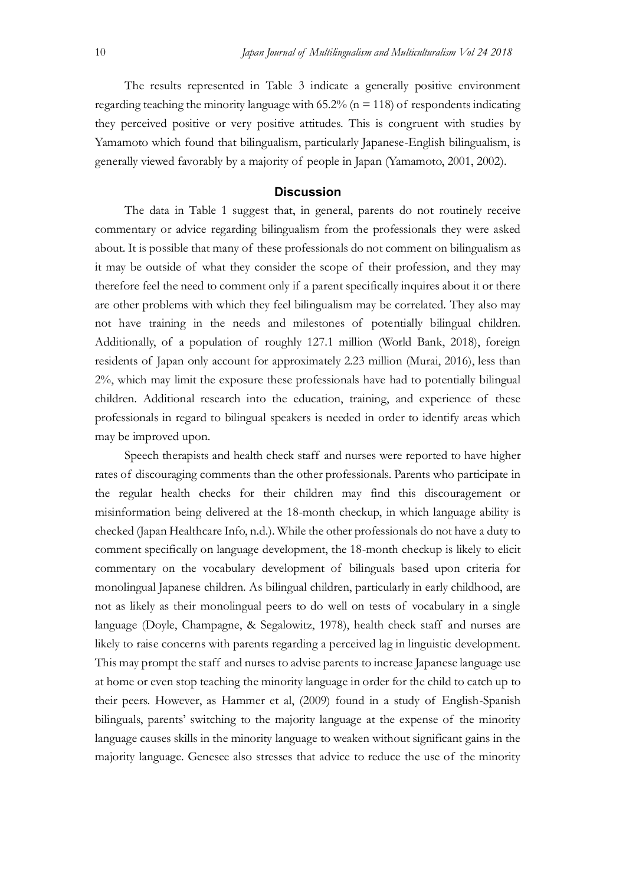The results represented in Table 3 indicate a generally positive environment regarding teaching the minority language with 65.2% (n = 118) of respondents indicating they perceived positive or very positive attitudes. This is congruent with studies by Yamamoto which found that bilingualism, particularly Japanese-English bilingualism, is generally viewed favorably by a majority of people in Japan (Yamamoto, 2001, 2002).

## Discussion

The data in Table 1 suggest that, in general, parents do not routinely receive commentary or advice regarding bilingualism from the professionals they were asked about. It is possible that many of these professionals do not comment on bilingualism as it may be outside of what they consider the scope of their profession, and they may therefore feel the need to comment only if a parent specifically inquires about it or there are other problems with which they feel bilingualism may be correlated. They also may not have training in the needs and milestones of potentially bilingual children. Additionally, of a population of roughly 127.1 million (World Bank, 2018), foreign residents of Japan only account for approximately 2.23 million (Murai, 2016), less than 2%, which may limit the exposure these professionals have had to potentially bilingual children. Additional research into the education, training, and experience of these professionals in regard to bilingual speakers is needed in order to identify areas which may be improved upon.

Speech therapists and health check staff and nurses were reported to have higher rates of discouraging comments than the other professionals. Parents who participate in the regular health checks for their children may find this discouragement or misinformation being delivered at the 18-month checkup, in which language ability is checked (Japan Healthcare Info, n.d.). While the other professionals do not have a duty to comment specifically on language development, the 18-month checkup is likely to elicit commentary on the vocabulary development of bilinguals based upon criteria for monolingual Japanese children. As bilingual children, particularly in early childhood, are not as likely as their monolingual peers to do well on tests of vocabulary in a single language (Doyle, Champagne, & Segalowitz, 1978), health check staff and nurses are likely to raise concerns with parents regarding a perceived lag in linguistic development. This may prompt the staff and nurses to advise parents to increase Japanese language use at home or even stop teaching the minority language in order for the child to catch up to their peers. However, as Hammer et al, (2009) found in a study of English-Spanish bilinguals, parents' switching to the majority language at the expense of the minority language causes skills in the minority language to weaken without significant gains in the majority language. Genesee also stresses that advice to reduce the use of the minority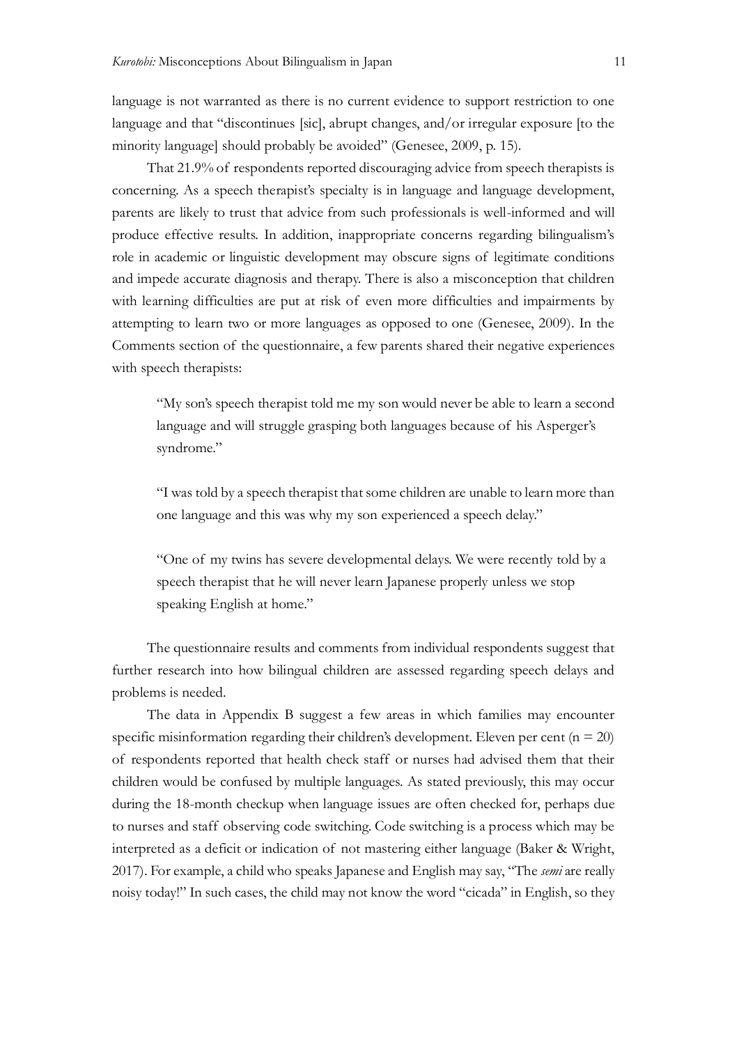language is not warranted as there is no current evidence to support restriction to one language and that "discontinues [sic], abrupt changes, and/or irregular exposure [to the minority language] should probably be avoided" (Genesee, 2009, p. 15).

That 21.9% of respondents reported discouraging advice from speech therapists is concerning. As a speech therapist's specialty is in language and language development, parents are likely to trust that advice from such professionals is well-informed and will produce effective results. In addition, inappropriate concerns regarding bilingualism's role in academic or linguistic development may obscure signs of legitimate conditions and impede accurate diagnosis and therapy. There is also a misconception that children with learning difficulties are put at risk of even more difficulties and impairments by attempting to learn two or more languages as opposed to one (Genesee, 2009). In the Comments section of the questionnaire, a few parents shared their negative experiences with speech therapists:

> "My son's speech therapist told me my son would never be able to learn a second language and will struggle grasping both languages because of his Asperger's syndrome."
>
> "I was told by a speech therapist that some children are unable to learn more than one language and this was why my son experienced a speech delay."
>
> "One of my twins has severe developmental delays. We were recently told by a speech therapist that he will never learn Japanese properly unless we stop speaking English at home."

The questionnaire results and comments from individual respondents suggest that further research into how bilingual children are assessed regarding speech delays and problems is needed.

The data in Appendix B suggest a few areas in which families may encounter specific misinformation regarding their children's development. Eleven per cent (n = 20) of respondents reported that health check staff or nurses had advised them that their children would be confused by multiple languages. As stated previously, this may occur during the 18-month checkup when language issues are often checked for, perhaps due to nurses and staff observing code switching. Code switching is a process which may be interpreted as a deficit or indication of not mastering either language (Baker & Wright, 2017). For example, a child who speaks Japanese and English may say, "The *semi* are really noisy today!" In such cases, the child may not know the word "cicada" in English, so they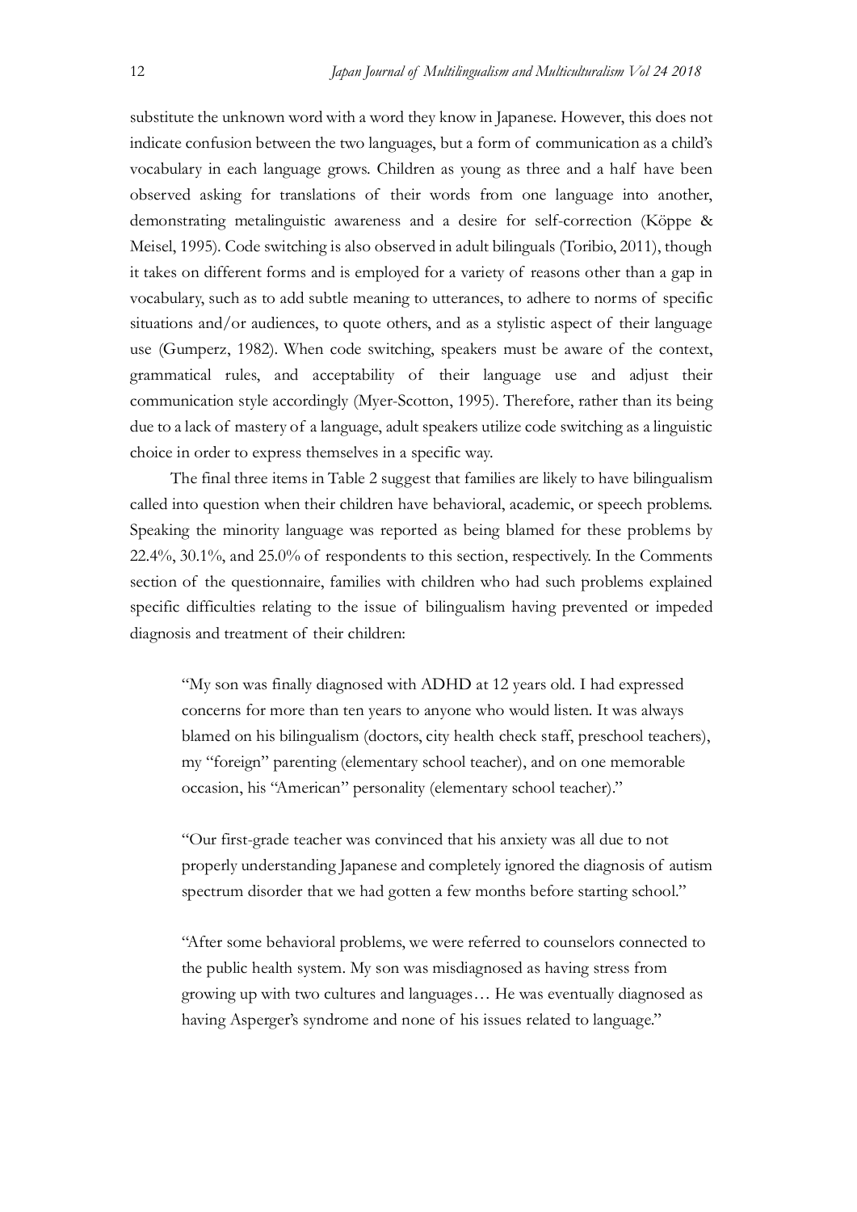substitute the unknown word with a word they know in Japanese. However, this does not indicate confusion between the two languages, but a form of communication as a child's vocabulary in each language grows. Children as young as three and a half have been observed asking for translations of their words from one language into another, demonstrating metalinguistic awareness and a desire for self-correction (Köppe & Meisel, 1995). Code switching is also observed in adult bilinguals (Toribio, 2011), though it takes on different forms and is employed for a variety of reasons other than a gap in vocabulary, such as to add subtle meaning to utterances, to adhere to norms of specific situations and/or audiences, to quote others, and as a stylistic aspect of their language use (Gumperz, 1982). When code switching, speakers must be aware of the context, grammatical rules, and acceptability of their language use and adjust their communication style accordingly (Myer-Scotton, 1995). Therefore, rather than its being due to a lack of mastery of a language, adult speakers utilize code switching as a linguistic choice in order to express themselves in a specific way.

The final three items in Table 2 suggest that families are likely to have bilingualism called into question when their children have behavioral, academic, or speech problems. Speaking the minority language was reported as being blamed for these problems by 22.4%, 30.1%, and 25.0% of respondents to this section, respectively. In the Comments section of the questionnaire, families with children who had such problems explained specific difficulties relating to the issue of bilingualism having prevented or impeded diagnosis and treatment of their children:

> "My son was finally diagnosed with ADHD at 12 years old. I had expressed concerns for more than ten years to anyone who would listen. It was always blamed on his bilingualism (doctors, city health check staff, preschool teachers), my "foreign" parenting (elementary school teacher), and on one memorable occasion, his "American" personality (elementary school teacher)."

> "Our first-grade teacher was convinced that his anxiety was all due to not properly understanding Japanese and completely ignored the diagnosis of autism spectrum disorder that we had gotten a few months before starting school."

> "After some behavioral problems, we were referred to counselors connected to the public health system. My son was misdiagnosed as having stress from growing up with two cultures and languages… He was eventually diagnosed as having Asperger's syndrome and none of his issues related to language."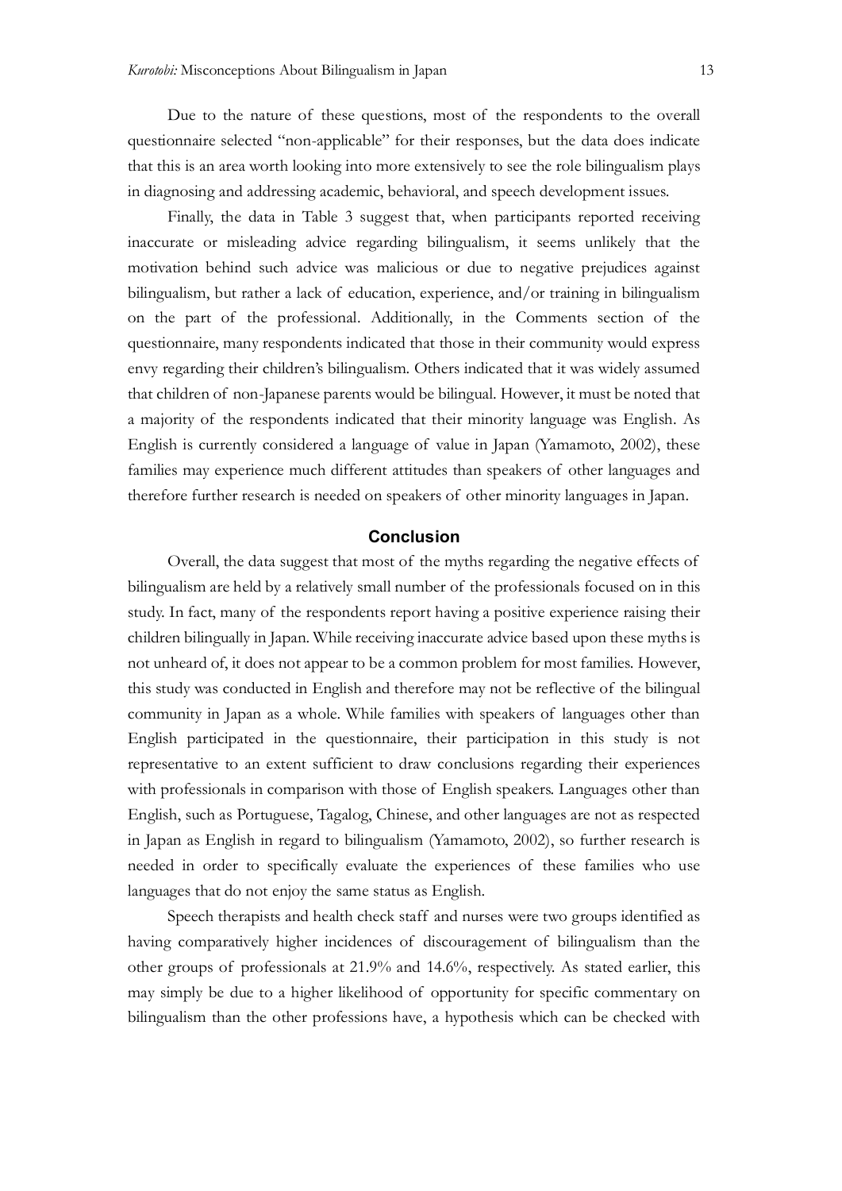Due to the nature of these questions, most of the respondents to the overall questionnaire selected "non-applicable" for their responses, but the data does indicate that this is an area worth looking into more extensively to see the role bilingualism plays in diagnosing and addressing academic, behavioral, and speech development issues.

Finally, the data in Table 3 suggest that, when participants reported receiving inaccurate or misleading advice regarding bilingualism, it seems unlikely that the motivation behind such advice was malicious or due to negative prejudices against bilingualism, but rather a lack of education, experience, and/or training in bilingualism on the part of the professional. Additionally, in the Comments section of the questionnaire, many respondents indicated that those in their community would express envy regarding their children's bilingualism. Others indicated that it was widely assumed that children of non-Japanese parents would be bilingual. However, it must be noted that a majority of the respondents indicated that their minority language was English. As English is currently considered a language of value in Japan (Yamamoto, 2002), these families may experience much different attitudes than speakers of other languages and therefore further research is needed on speakers of other minority languages in Japan.

## Conclusion

Overall, the data suggest that most of the myths regarding the negative effects of bilingualism are held by a relatively small number of the professionals focused on in this study. In fact, many of the respondents report having a positive experience raising their children bilingually in Japan. While receiving inaccurate advice based upon these myths is not unheard of, it does not appear to be a common problem for most families. However, this study was conducted in English and therefore may not be reflective of the bilingual community in Japan as a whole. While families with speakers of languages other than English participated in the questionnaire, their participation in this study is not representative to an extent sufficient to draw conclusions regarding their experiences with professionals in comparison with those of English speakers. Languages other than English, such as Portuguese, Tagalog, Chinese, and other languages are not as respected in Japan as English in regard to bilingualism (Yamamoto, 2002), so further research is needed in order to specifically evaluate the experiences of these families who use languages that do not enjoy the same status as English.

Speech therapists and health check staff and nurses were two groups identified as having comparatively higher incidences of discouragement of bilingualism than the other groups of professionals at 21.9% and 14.6%, respectively. As stated earlier, this may simply be due to a higher likelihood of opportunity for specific commentary on bilingualism than the other professions have, a hypothesis which can be checked with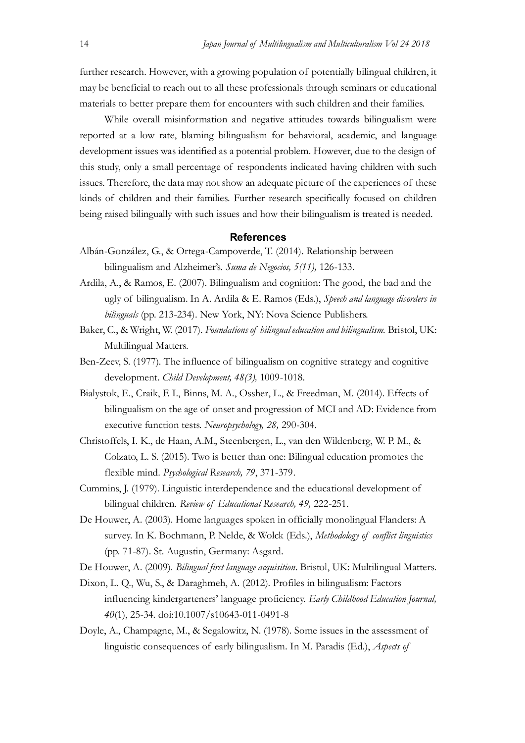further research. However, with a growing population of potentially bilingual children, it may be beneficial to reach out to all these professionals through seminars or educational materials to better prepare them for encounters with such children and their families.

While overall misinformation and negative attitudes towards bilingualism were reported at a low rate, blaming bilingualism for behavioral, academic, and language development issues was identified as a potential problem. However, due to the design of this study, only a small percentage of respondents indicated having children with such issues. Therefore, the data may not show an adequate picture of the experiences of these kinds of children and their families. Further research specifically focused on children being raised bilingually with such issues and how their bilingualism is treated is needed.

## References

Albán-González, G., & Ortega-Campoverde, T. (2014). Relationship between bilingualism and Alzheimer's. *Suma de Negocios, 5(11),* 126-133.

Ardila, A., & Ramos, E. (2007). Bilingualism and cognition: The good, the bad and the ugly of bilingualism. In A. Ardila & E. Ramos (Eds.), *Speech and language disorders in bilinguals* (pp. 213-234). New York, NY: Nova Science Publishers.

Baker, C., & Wright, W. (2017). *Foundations of bilingual education and bilingualism.* Bristol, UK: Multilingual Matters.

Ben-Zeev, S. (1977). The influence of bilingualism on cognitive strategy and cognitive development. *Child Development, 48(3),* 1009-1018.

Bialystok, E., Craik, F. I., Binns, M. A., Ossher, L., & Freedman, M. (2014). Effects of bilingualism on the age of onset and progression of MCI and AD: Evidence from executive function tests. *Neuropsychology, 28,* 290-304.

Christoffels, I. K., de Haan, A.M., Steenbergen, L., van den Wildenberg, W. P. M., & Colzato, L. S. (2015). Two is better than one: Bilingual education promotes the flexible mind. *Psychological Research, 79*, 371-379.

Cummins, J. (1979). Linguistic interdependence and the educational development of bilingual children. *Review of Educational Research, 49,* 222-251.

De Houwer, A. (2003). Home languages spoken in officially monolingual Flanders: A survey. In K. Bochmann, P. Nelde, & Wolck (Eds.), *Methodology of conflict linguistics* (pp. 71-87). St. Augustin, Germany: Asgard.

De Houwer, A. (2009). *Bilingual first language acquisition*. Bristol, UK: Multilingual Matters.

Dixon, L. Q., Wu, S., & Daraghmeh, A. (2012). Profiles in bilingualism: Factors influencing kindergarteners' language proficiency. *Early Childhood Education Journal, 40*(1), 25-34. doi:10.1007/s10643-011-0491-8

Doyle, A., Champagne, M., & Segalowitz, N. (1978). Some issues in the assessment of linguistic consequences of early bilingualism. In M. Paradis (Ed.), *Aspects of*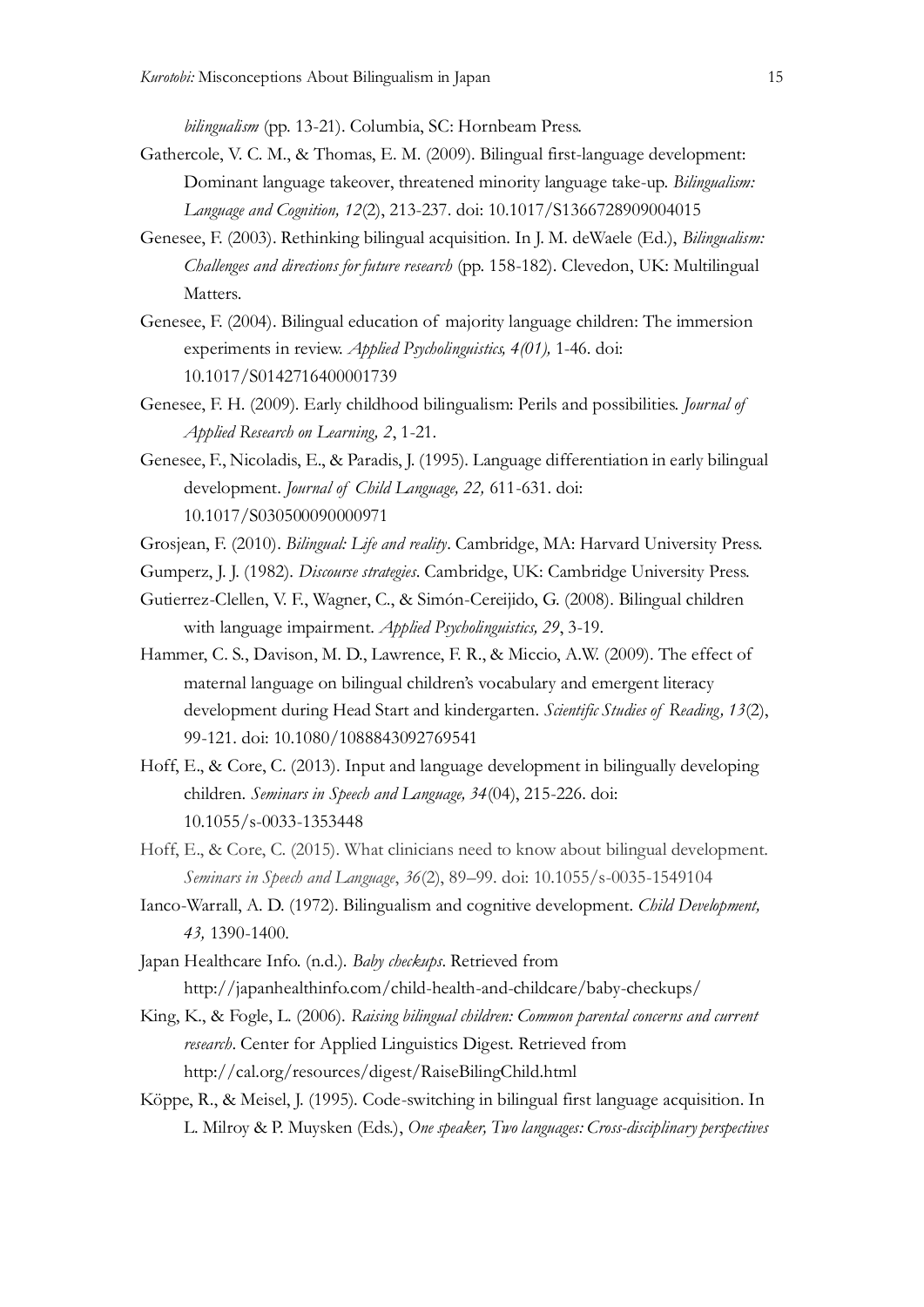*bilingualism* (pp. 13-21). Columbia, SC: Hornbeam Press.

Gathercole, V. C. M., & Thomas, E. M. (2009). Bilingual first-language development: Dominant language takeover, threatened minority language take-up. *Bilingualism: Language and Cognition, 12*(2), 213-237. doi: 10.1017/S1366728909004015

Genesee, F. (2003). Rethinking bilingual acquisition. In J. M. deWaele (Ed.), *Bilingualism: Challenges and directions for future research* (pp. 158-182). Clevedon, UK: Multilingual Matters.

Genesee, F. (2004). Bilingual education of majority language children: The immersion experiments in review. *Applied Psycholinguistics, 4(01),* 1-46. doi: 10.1017/S0142716400001739

Genesee, F. H. (2009). Early childhood bilingualism: Perils and possibilities. *Journal of Applied Research on Learning, 2*, 1-21.

Genesee, F., Nicoladis, E., & Paradis, J. (1995). Language differentiation in early bilingual development. *Journal of Child Language, 22,* 611-631. doi: 10.1017/S030500090000971

Grosjean, F. (2010). *Bilingual: Life and reality*. Cambridge, MA: Harvard University Press.

Gumperz, J. J. (1982). *Discourse strategies*. Cambridge, UK: Cambridge University Press.

Gutierrez-Clellen, V. F., Wagner, C., & Simón-Cereijido, G. (2008). Bilingual children with language impairment. *Applied Psycholinguistics, 29*, 3-19.

Hammer, C. S., Davison, M. D., Lawrence, F. R., & Miccio, A.W. (2009). The effect of maternal language on bilingual children's vocabulary and emergent literacy development during Head Start and kindergarten. *Scientific Studies of Reading, 13*(2), 99-121. doi: 10.1080/1088843092769541

Hoff, E., & Core, C. (2013). Input and language development in bilingually developing children. *Seminars in Speech and Language, 34*(04), 215-226. doi: 10.1055/s-0033-1353448

Hoff, E., & Core, C. (2015). What clinicians need to know about bilingual development. *Seminars in Speech and Language*, *36*(2), 89–99. doi: 10.1055/s-0035-1549104

Ianco-Warrall, A. D. (1972). Bilingualism and cognitive development. *Child Development, 43,* 1390-1400.

Japan Healthcare Info. (n.d.). *Baby checkups*. Retrieved from http://japanhealthinfo.com/child-health-and-childcare/baby-checkups/

King, K., & Fogle, L. (2006). *Raising bilingual children: Common parental concerns and current research*. Center for Applied Linguistics Digest. Retrieved from http://cal.org/resources/digest/RaiseBilingChild.html

Köppe, R., & Meisel, J. (1995). Code-switching in bilingual first language acquisition. In L. Milroy & P. Muysken (Eds.), *One speaker, Two languages: Cross-disciplinary perspectives*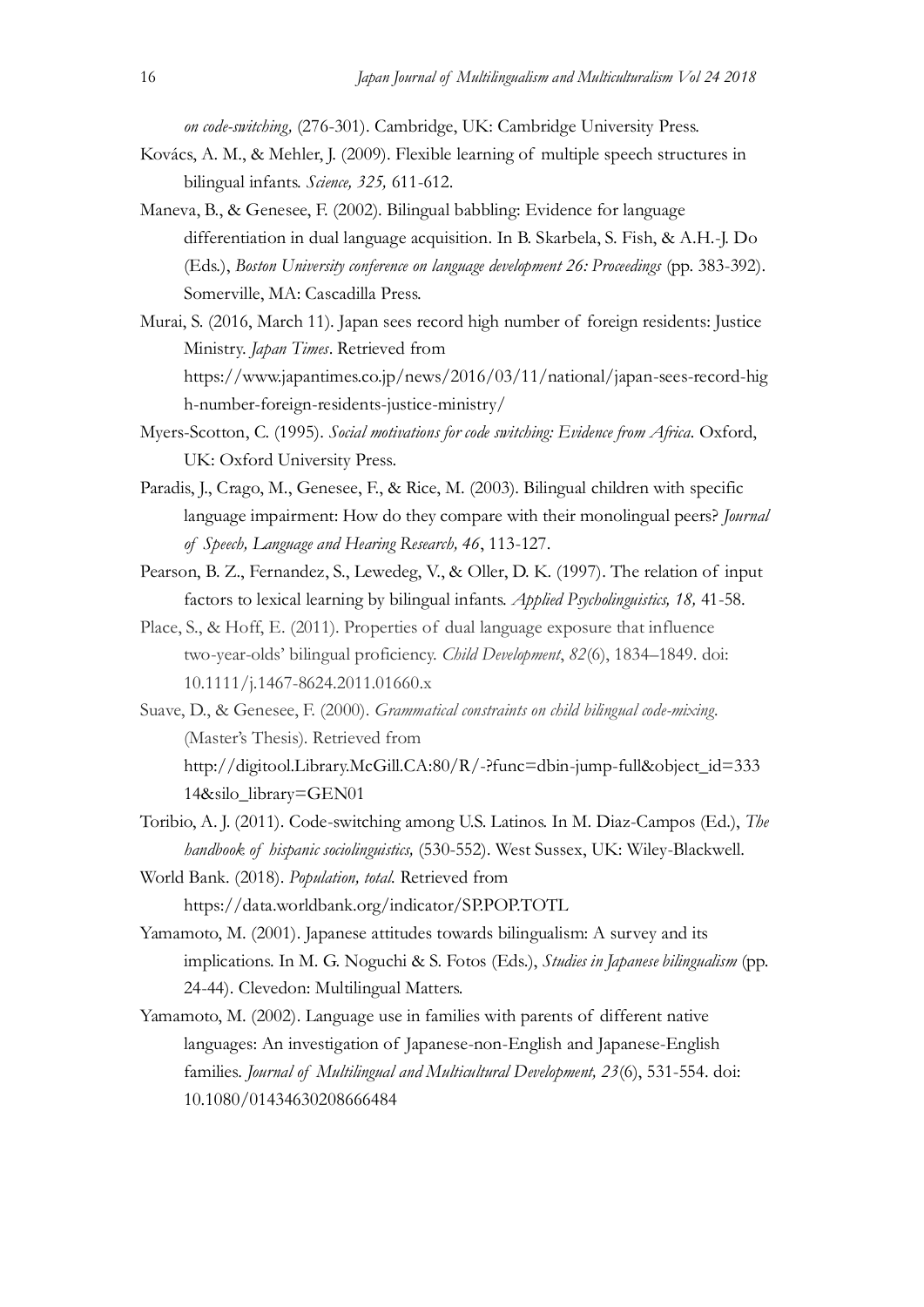*on code-switching,* (276-301). Cambridge, UK: Cambridge University Press.

Kovács, A. M., & Mehler, J. (2009). Flexible learning of multiple speech structures in bilingual infants. *Science, 325,* 611-612.

Maneva, B., & Genesee, F. (2002). Bilingual babbling: Evidence for language differentiation in dual language acquisition. In B. Skarbela, S. Fish, & A.H.-J. Do (Eds.), *Boston University conference on language development 26: Proceedings* (pp. 383-392). Somerville, MA: Cascadilla Press.

Murai, S. (2016, March 11). Japan sees record high number of foreign residents: Justice Ministry. *Japan Times*. Retrieved from https://www.japantimes.co.jp/news/2016/03/11/national/japan-sees-record-high-number-foreign-residents-justice-ministry/

Myers-Scotton, C. (1995). *Social motivations for code switching: Evidence from Africa*. Oxford, UK: Oxford University Press.

Paradis, J., Crago, M., Genesee, F., & Rice, M. (2003). Bilingual children with specific language impairment: How do they compare with their monolingual peers? *Journal of Speech, Language and Hearing Research, 46*, 113-127.

Pearson, B. Z., Fernandez, S., Lewedeg, V., & Oller, D. K. (1997). The relation of input factors to lexical learning by bilingual infants. *Applied Psycholinguistics, 18,* 41-58.

Place, S., & Hoff, E. (2011). Properties of dual language exposure that influence two-year-olds' bilingual proficiency. *Child Development*, *82*(6), 1834–1849. doi: 10.1111/j.1467-8624.2011.01660.x

Suave, D., & Genesee, F. (2000). *Grammatical constraints on child bilingual code-mixing*. (Master's Thesis). Retrieved from http://digitool.Library.McGill.CA:80/R/-?func=dbin-jump-full&object_id=33314&silo_library=GEN01

Toribio, A. J. (2011). Code-switching among U.S. Latinos. In M. Diaz-Campos (Ed.), *The handbook of hispanic sociolinguistics,* (530-552). West Sussex, UK: Wiley-Blackwell.

World Bank. (2018). *Population, total*. Retrieved from https://data.worldbank.org/indicator/SP.POP.TOTL

Yamamoto, M. (2001). Japanese attitudes towards bilingualism: A survey and its implications. In M. G. Noguchi & S. Fotos (Eds.), *Studies in Japanese bilingualism* (pp. 24-44). Clevedon: Multilingual Matters.

Yamamoto, M. (2002). Language use in families with parents of different native languages: An investigation of Japanese-non-English and Japanese-English families. *Journal of Multilingual and Multicultural Development, 23*(6), 531-554. doi: 10.1080/01434630208666484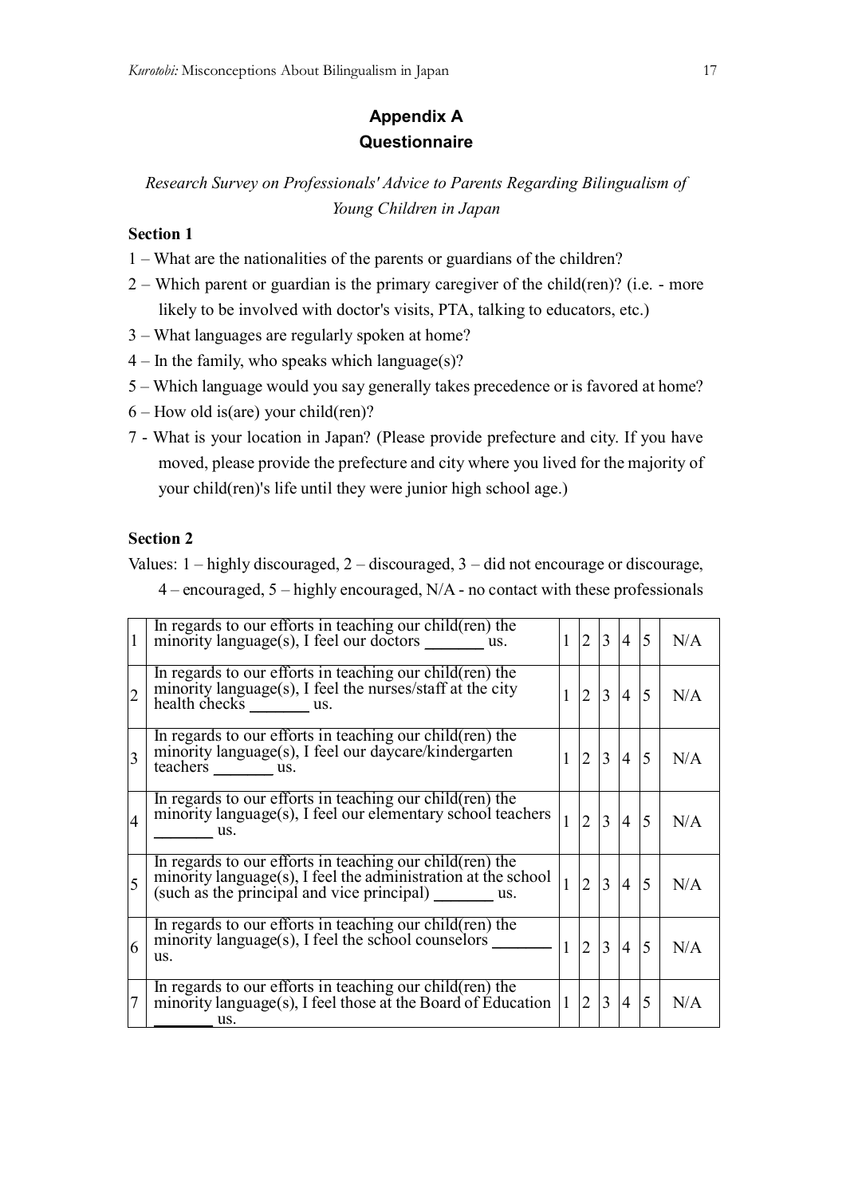## Appendix A
## Questionnaire

*Research Survey on Professionals' Advice to Parents Regarding Bilingualism of Young Children in Japan*

**Section 1**

1 – What are the nationalities of the parents or guardians of the children?

2 – Which parent or guardian is the primary caregiver of the child(ren)? (i.e. - more likely to be involved with doctor's visits, PTA, talking to educators, etc.)

3 – What languages are regularly spoken at home?

4 – In the family, who speaks which language(s)?

5 – Which language would you say generally takes precedence or is favored at home?

6 – How old is(are) your child(ren)?

7 - What is your location in Japan? (Please provide prefecture and city. If you have moved, please provide the prefecture and city where you lived for the majority of your child(ren)'s life until they were junior high school age.)

**Section 2**

Values: 1 – highly discouraged, 2 – discouraged, 3 – did not encourage or discourage, 4 – encouraged, 5 – highly encouraged, N/A - no contact with these professionals

| | | | | | | | |
|---|---|---|---|---|---|---|---|
| 1 | In regards to our efforts in teaching our child(ren) the minority language(s), I feel our doctors _______ us. | 1 | 2 | 3 | 4 | 5 | N/A |
| 2 | In regards to our efforts in teaching our child(ren) the minority language(s), I feel the nurses/staff at the city health checks _______ us. | 1 | 2 | 3 | 4 | 5 | N/A |
| 3 | In regards to our efforts in teaching our child(ren) the minority language(s), I feel our daycare/kindergarten teachers _______ us. | 1 | 2 | 3 | 4 | 5 | N/A |
| 4 | In regards to our efforts in teaching our child(ren) the minority language(s), I feel our elementary school teachers _______ us. | 1 | 2 | 3 | 4 | 5 | N/A |
| 5 | In regards to our efforts in teaching our child(ren) the minority language(s), I feel the administration at the school (such as the principal and vice principal) _______ us. | 1 | 2 | 3 | 4 | 5 | N/A |
| 6 | In regards to our efforts in teaching our child(ren) the minority language(s), I feel the school counselors _______ us. | 1 | 2 | 3 | 4 | 5 | N/A |
| 7 | In regards to our efforts in teaching our child(ren) the minority language(s), I feel those at the Board of Education _______ us. | 1 | 2 | 3 | 4 | 5 | N/A |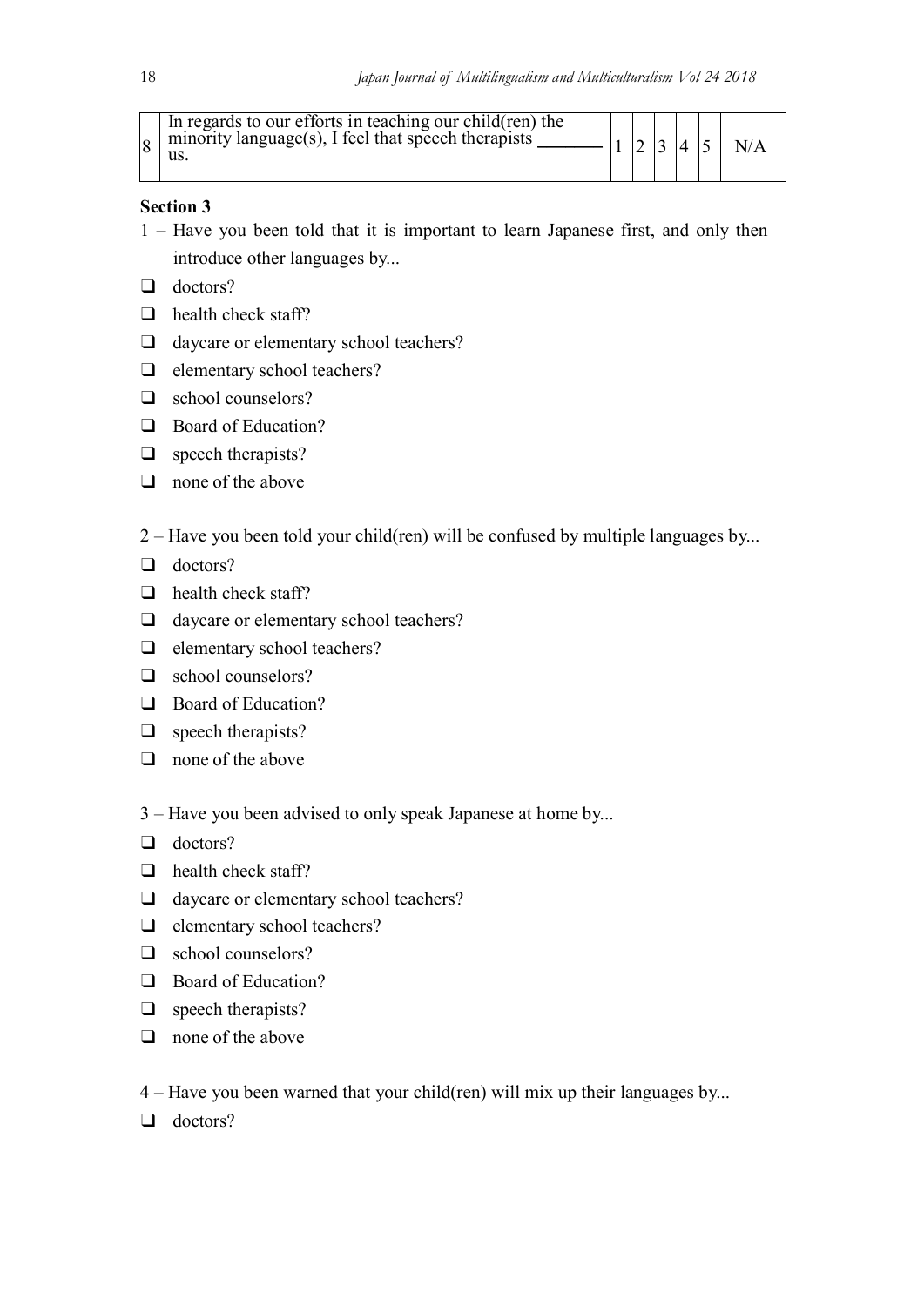| 8 | In regards to our efforts in teaching our child(ren) the minority language(s), I feel that speech therapists _______ us. | 1 | 2 | 3 | 4 | 5 | N/A |
|---|---|---|---|---|---|---|---|

**Section 3**

1 – Have you been told that it is important to learn Japanese first, and only then introduce other languages by...

- ❑ doctors?
- ❑ health check staff?
- ❑ daycare or elementary school teachers?
- ❑ elementary school teachers?
- ❑ school counselors?
- ❑ Board of Education?
- ❑ speech therapists?
- ❑ none of the above

2 – Have you been told your child(ren) will be confused by multiple languages by...

- ❑ doctors?
- ❑ health check staff?
- ❑ daycare or elementary school teachers?
- ❑ elementary school teachers?
- ❑ school counselors?
- ❑ Board of Education?
- ❑ speech therapists?
- ❑ none of the above

3 – Have you been advised to only speak Japanese at home by...

- ❑ doctors?
- ❑ health check staff?
- ❑ daycare or elementary school teachers?
- ❑ elementary school teachers?
- ❑ school counselors?
- ❑ Board of Education?
- ❑ speech therapists?
- ❑ none of the above

4 – Have you been warned that your child(ren) will mix up their languages by...

- ❑ doctors?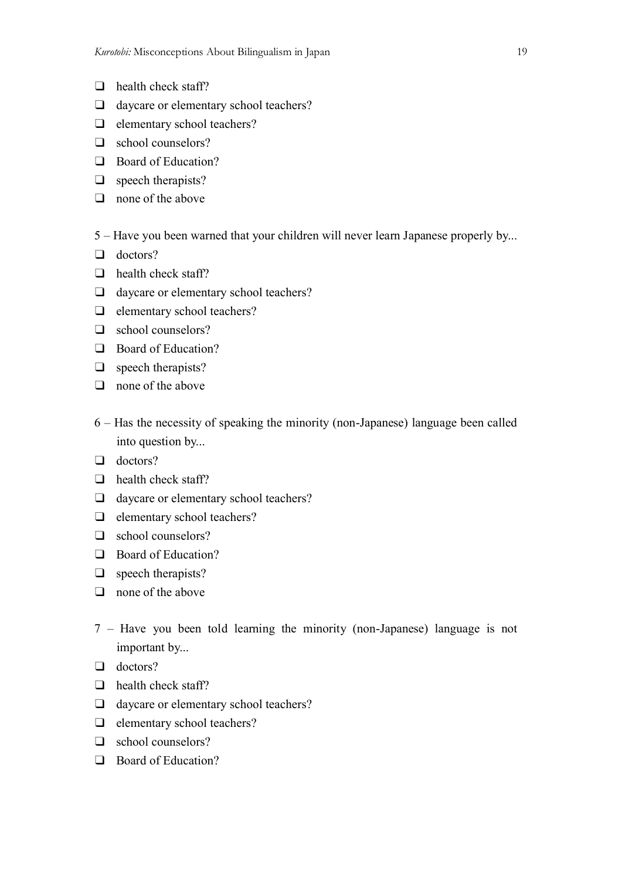- ❑ health check staff?
- ❑ daycare or elementary school teachers?
- ❑ elementary school teachers?
- ❑ school counselors?
- ❑ Board of Education?
- ❑ speech therapists?
- ❑ none of the above

5 – Have you been warned that your children will never learn Japanese properly by...

- ❑ doctors?
- ❑ health check staff?
- ❑ daycare or elementary school teachers?
- ❑ elementary school teachers?
- ❑ school counselors?
- ❑ Board of Education?
- ❑ speech therapists?
- ❑ none of the above

6 – Has the necessity of speaking the minority (non-Japanese) language been called into question by...

- ❑ doctors?
- ❑ health check staff?
- ❑ daycare or elementary school teachers?
- ❑ elementary school teachers?
- ❑ school counselors?
- ❑ Board of Education?
- ❑ speech therapists?
- ❑ none of the above

7 – Have you been told learning the minority (non-Japanese) language is not important by...

- ❑ doctors?
- ❑ health check staff?
- ❑ daycare or elementary school teachers?
- ❑ elementary school teachers?
- ❑ school counselors?
- ❑ Board of Education?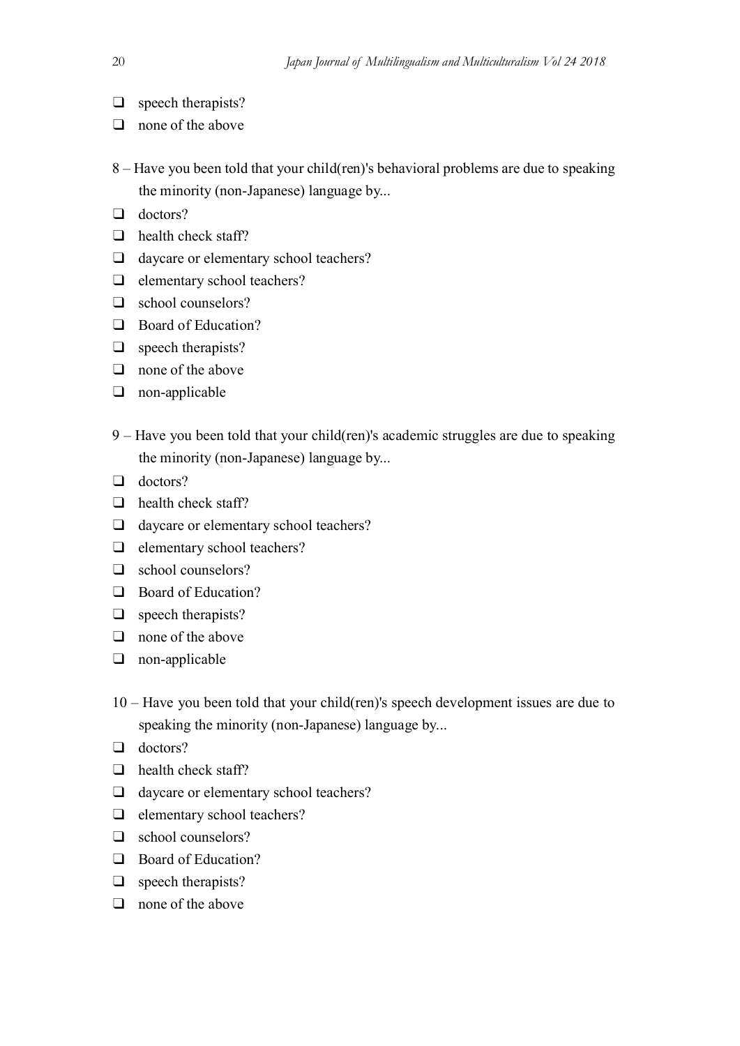- ❑ speech therapists?
- ❑ none of the above

8 – Have you been told that your child(ren)'s behavioral problems are due to speaking the minority (non-Japanese) language by...

- ❑ doctors?
- ❑ health check staff?
- ❑ daycare or elementary school teachers?
- ❑ elementary school teachers?
- ❑ school counselors?
- ❑ Board of Education?
- ❑ speech therapists?
- ❑ none of the above
- ❑ non-applicable

9 – Have you been told that your child(ren)'s academic struggles are due to speaking the minority (non-Japanese) language by...

- ❑ doctors?
- ❑ health check staff?
- ❑ daycare or elementary school teachers?
- ❑ elementary school teachers?
- ❑ school counselors?
- ❑ Board of Education?
- ❑ speech therapists?
- ❑ none of the above
- ❑ non-applicable

10 – Have you been told that your child(ren)'s speech development issues are due to speaking the minority (non-Japanese) language by...

- ❑ doctors?
- ❑ health check staff?
- ❑ daycare or elementary school teachers?
- ❑ elementary school teachers?
- ❑ school counselors?
- ❑ Board of Education?
- ❑ speech therapists?
- ❑ none of the above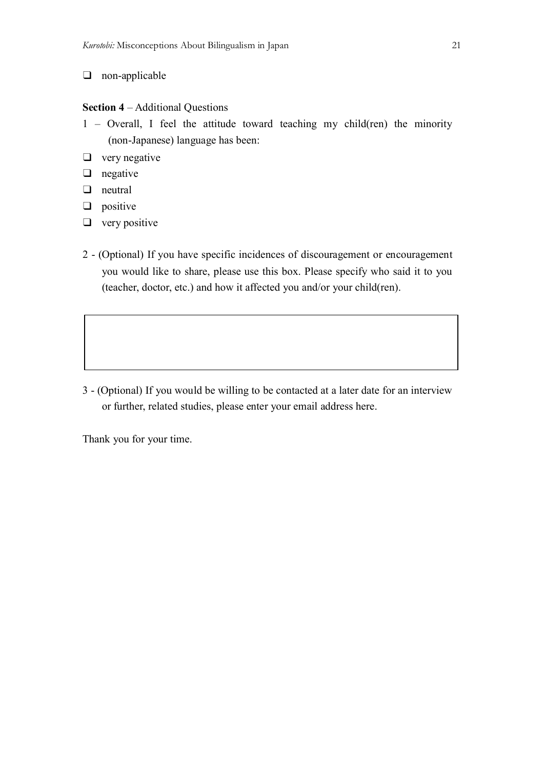- ❑ non-applicable

**Section 4** – Additional Questions

1 – Overall, I feel the attitude toward teaching my child(ren) the minority (non-Japanese) language has been:

- ❑ very negative
- ❑ negative
- ❑ neutral
- ❑ positive
- ❑ very positive

2 - (Optional) If you have specific incidences of discouragement or encouragement you would like to share, please use this box. Please specify who said it to you (teacher, doctor, etc.) and how it affected you and/or your child(ren).

|   |
|---|
|   |

3 - (Optional) If you would be willing to be contacted at a later date for an interview or further, related studies, please enter your email address here.

Thank you for your time.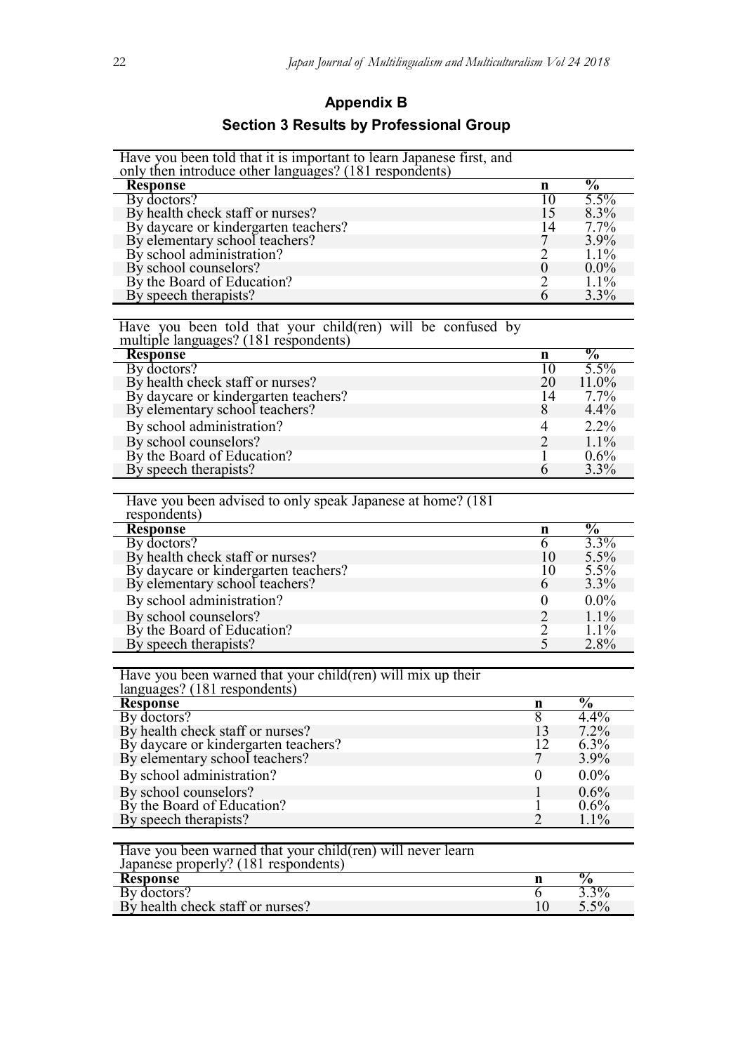## Appendix B

### Section 3 Results by Professional Group

Have you been told that it is important to learn Japanese first, and only then introduce other languages? (181 respondents)

| Response | n | % |
|---|---|---|
| By doctors? | 10 | 5.5% |
| By health check staff or nurses? | 15 | 8.3% |
| By daycare or kindergarten teachers? | 14 | 7.7% |
| By elementary school teachers? | 7 | 3.9% |
| By school administration? | 2 | 1.1% |
| By school counselors? | 0 | 0.0% |
| By the Board of Education? | 2 | 1.1% |
| By speech therapists? | 6 | 3.3% |

Have you been told that your child(ren) will be confused by multiple languages? (181 respondents)

| Response | n | % |
|---|---|---|
| By doctors? | 10 | 5.5% |
| By health check staff or nurses? | 20 | 11.0% |
| By daycare or kindergarten teachers? | 14 | 7.7% |
| By elementary school teachers? | 8 | 4.4% |
| By school administration? | 4 | 2.2% |
| By school counselors? | 2 | 1.1% |
| By the Board of Education? | 1 | 0.6% |
| By speech therapists? | 6 | 3.3% |

Have you been advised to only speak Japanese at home? (181 respondents)

| Response | n | % |
|---|---|---|
| By doctors? | 6 | 3.3% |
| By health check staff or nurses? | 10 | 5.5% |
| By daycare or kindergarten teachers? | 10 | 5.5% |
| By elementary school teachers? | 6 | 3.3% |
| By school administration? | 0 | 0.0% |
| By school counselors? | 2 | 1.1% |
| By the Board of Education? | 2 | 1.1% |
| By speech therapists? | 5 | 2.8% |

Have you been warned that your child(ren) will mix up their languages? (181 respondents)

| Response | n | % |
|---|---|---|
| By doctors? | 8 | 4.4% |
| By health check staff or nurses? | 13 | 7.2% |
| By daycare or kindergarten teachers? | 12 | 6.3% |
| By elementary school teachers? | 7 | 3.9% |
| By school administration? | 0 | 0.0% |
| By school counselors? | 1 | 0.6% |
| By the Board of Education? | 1 | 0.6% |
| By speech therapists? | 2 | 1.1% |

Have you been warned that your child(ren) will never learn Japanese properly? (181 respondents)

| Response | n | % |
|---|---|---|
| By doctors? | 6 | 3.3% |
| By health check staff or nurses? | 10 | 5.5% |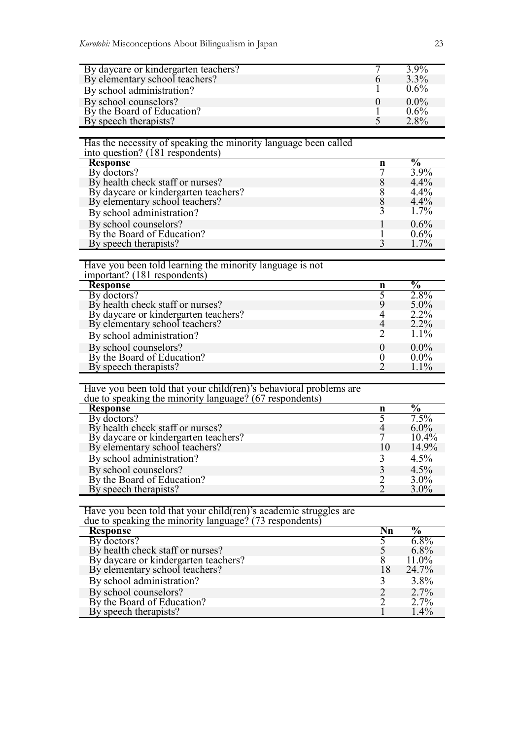| | | |
|---|---|---|
| By daycare or kindergarten teachers? | 7 | 3.9% |
| By elementary school teachers? | 6 | 3.3% |
| By school administration? | 1 | 0.6% |
| By school counselors? | 0 | 0.0% |
| By the Board of Education? | 1 | 0.6% |
| By speech therapists? | 5 | 2.8% |

Has the necessity of speaking the minority language been called into question? (181 respondents)

| Response | n | % |
|---|---|---|
| By doctors? | 7 | 3.9% |
| By health check staff or nurses? | 8 | 4.4% |
| By daycare or kindergarten teachers? | 8 | 4.4% |
| By elementary school teachers? | 8 | 4.4% |
| By school administration? | 3 | 1.7% |
| By school counselors? | 1 | 0.6% |
| By the Board of Education? | 1 | 0.6% |
| By speech therapists? | 3 | 1.7% |

Have you been told learning the minority language is not important? (181 respondents)

| Response | n | % |
|---|---|---|
| By doctors? | 5 | 2.8% |
| By health check staff or nurses? | 9 | 5.0% |
| By daycare or kindergarten teachers? | 4 | 2.2% |
| By elementary school teachers? | 4 | 2.2% |
| By school administration? | 2 | 1.1% |
| By school counselors? | 0 | 0.0% |
| By the Board of Education? | 0 | 0.0% |
| By speech therapists? | 2 | 1.1% |

Have you been told that your child(ren)'s behavioral problems are due to speaking the minority language? (67 respondents)

| Response | n | % |
|---|---|---|
| By doctors? | 5 | 7.5% |
| By health check staff or nurses? | 4 | 6.0% |
| By daycare or kindergarten teachers? | 7 | 10.4% |
| By elementary school teachers? | 10 | 14.9% |
| By school administration? | 3 | 4.5% |
| By school counselors? | 3 | 4.5% |
| By the Board of Education? | 2 | 3.0% |
| By speech therapists? | 2 | 3.0% |

Have you been told that your child(ren)'s academic struggles are due to speaking the minority language? (73 respondents)

| Response | Nn | % |
|---|---|---|
| By doctors? | 5 | 6.8% |
| By health check staff or nurses? | 5 | 6.8% |
| By daycare or kindergarten teachers? | 8 | 11.0% |
| By elementary school teachers? | 18 | 24.7% |
| By school administration? | 3 | 3.8% |
| By school counselors? | 2 | 2.7% |
| By the Board of Education? | 2 | 2.7% |
| By speech therapists? | 1 | 1.4% |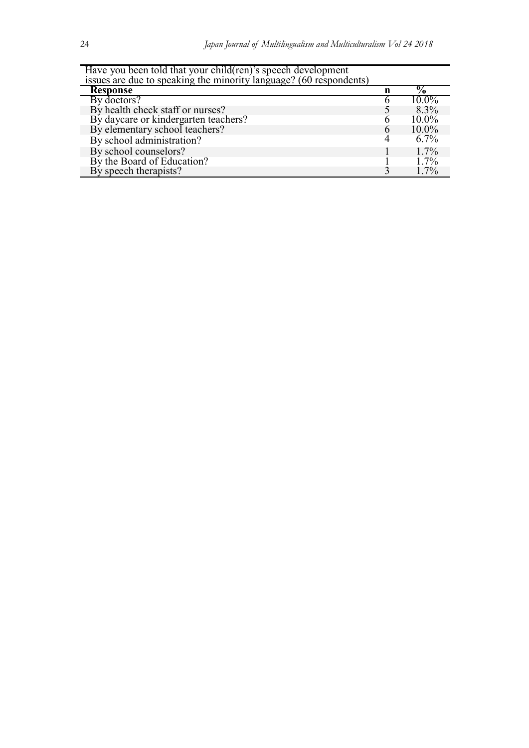Have you been told that your child(ren)'s speech development issues are due to speaking the minority language? (60 respondents)

| Response | n | % |
| --- | --- | --- |
| By doctors? | 6 | 10.0% |
| By health check staff or nurses? | 5 | 8.3% |
| By daycare or kindergarten teachers? | 6 | 10.0% |
| By elementary school teachers? | 6 | 10.0% |
| By school administration? | 4 | 6.7% |
| By school counselors? | 1 | 1.7% |
| By the Board of Education? | 1 | 1.7% |
| By speech therapists? | 3 | 1.7% |